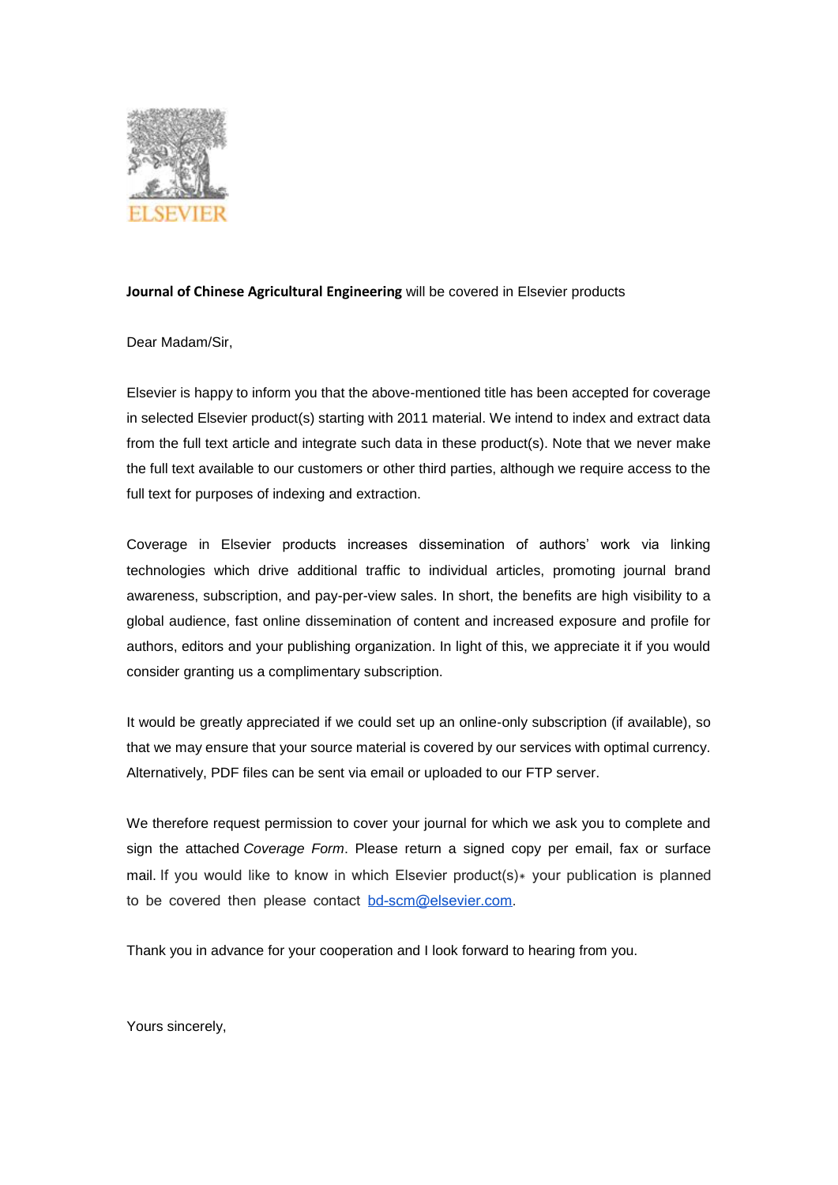ELSEVIER

**Journal of Chinese Agricultural Engineering** will be covered in Elsevier products

Dear Madam/Sir,

Elsevier is happy to inform you that the above-mentioned title has been accepted for coverage in selected Elsevier product(s) starting with 2011 material. We intend to index and extract data from the full text article and integrate such data in these product(s). Note that we never make the full text available to our customers or other third parties, although we require access to the full text for purposes of indexing and extraction.

Coverage in Elsevier products increases dissemination of authors' work via linking technologies which drive additional traffic to individual articles, promoting journal brand awareness, subscription, and pay-per-view sales. In short, the benefits are high visibility to a global audience, fast online dissemination of content and increased exposure and profile for authors, editors and your publishing organization. In light of this, we appreciate it if you would consider granting us a complimentary subscription.

It would be greatly appreciated if we could set up an online-only subscription (if available), so that we may ensure that your source material is covered by our services with optimal currency. Alternatively, PDF files can be sent via email or uploaded to our FTP server.

We therefore request permission to cover your journal for which we ask you to complete and sign the attached *Coverage Form*. Please return a signed copy per email, fax or surface mail. If you would like to know in which Elsevier product(s)* your publication is planned to be covered then please contact bd-scm@elsevier.com.

Thank you in advance for your cooperation and I look forward to hearing from you.

Yours sincerely,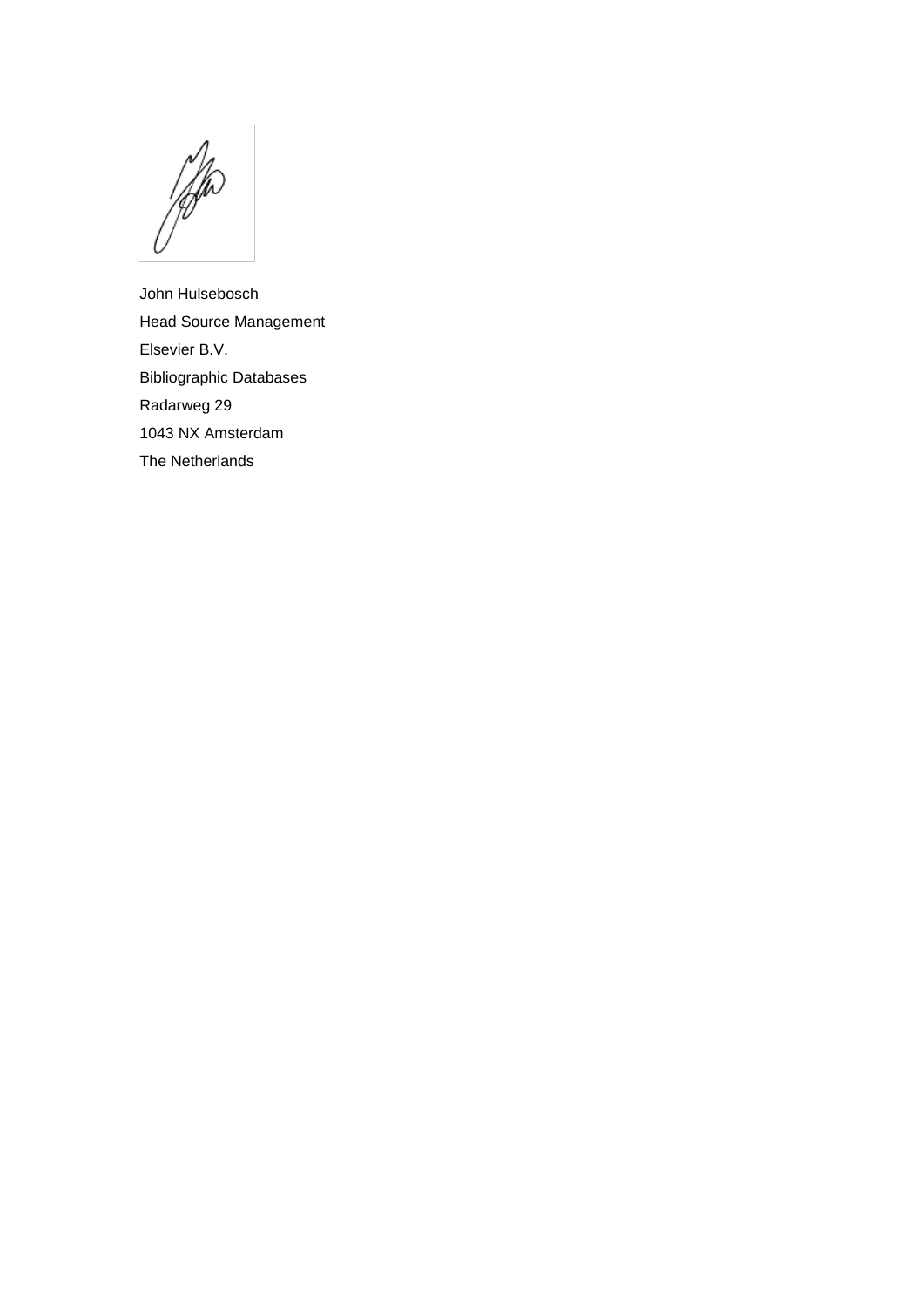John Hulsebosch

Head Source Management

Elsevier B.V.

Bibliographic Databases

Radarweg 29

1043 NX Amsterdam

The Netherlands